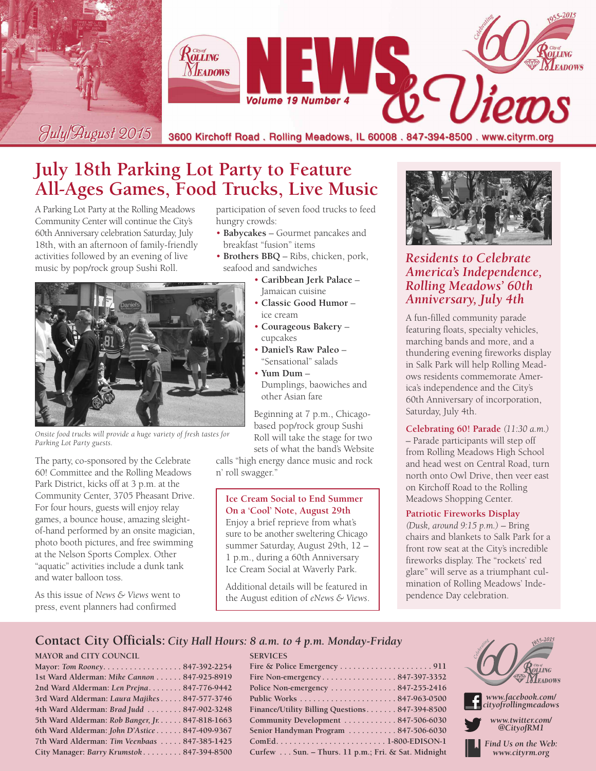# NEWS & Views

City of Rolling Meadows

Volume 19 Number 4

July/August 2015

3600 Kirchoff Road . Rolling Meadows, IL 60008 . 847-394-8500 . www.cityrm.org

Celebrating 60 1955-2015 City of Rolling Meadows

## July 18th Parking Lot Party to Feature All-Ages Games, Food Trucks, Live Music

A Parking Lot Party at the Rolling Meadows Community Center will continue the City's 60th Anniversary celebration Saturday, July 18th, with an afternoon of family-friendly activities followed by an evening of live music by pop/rock group Sushi Roll.

*Onsite food trucks will provide a huge variety of fresh tastes for Parking Lot Party guests.*

The party, co-sponsored by the Celebrate 60! Committee and the Rolling Meadows Park District, kicks off at 3 p.m. at the Community Center, 3705 Pheasant Drive. For four hours, guests will enjoy relay games, a bounce house, amazing sleight-of-hand performed by an onsite magician, photo booth pictures, and free swimming at the Nelson Sports Complex. Other "aquatic" activities include a dunk tank and water balloon toss.

As this issue of *News & Views* went to press, event planners had confirmed participation of seven food trucks to feed hungry crowds:

- **Babycakes** – Gourmet pancakes and breakfast "fusion" items
- **Brothers BBQ** – Ribs, chicken, pork, seafood and sandwiches
- **Caribbean Jerk Palace** – Jamaican cuisine
- **Classic Good Humor** – ice cream
- **Courageous Bakery** – cupcakes
- **Daniel's Raw Paleo** – "Sensational" salads
- **Yum Dum** – Dumplings, baowiches and other Asian fare

Beginning at 7 p.m., Chicago-based pop/rock group Sushi Roll will take the stage for two sets of what the band's Website calls "high energy dance music and rock n' roll swagger."

### Ice Cream Social to End Summer On a 'Cool' Note, August 29th

Enjoy a brief reprieve from what's sure to be another sweltering Chicago summer Saturday, August 29th, 12 – 1 p.m., during a 60th Anniversary Ice Cream Social at Waverly Park.

Additional details will be featured in the August edition of *eNews & Views*.

## *Residents to Celebrate America's Independence, Rolling Meadows' 60th Anniversary, July 4th*

A fun-filled community parade featuring floats, specialty vehicles, marching bands and more, and a thundering evening fireworks display in Salk Park will help Rolling Meadows residents commemorate America's independence and the City's 60th Anniversary of incorporation, Saturday, July 4th.

**Celebrating 60! Parade** *(11:30 a.m.)* – Parade participants will step off from Rolling Meadows High School and head west on Central Road, turn north onto Owl Drive, then veer east on Kirchoff Road to the Rolling Meadows Shopping Center.

**Patriotic Fireworks Display** *(Dusk, around 9:15 p.m.)* – Bring chairs and blankets to Salk Park for a front row seat at the City's incredible fireworks display. The "rockets' red glare" will serve as a triumphant culmination of Rolling Meadows' Independence Day celebration.

## Contact City Officials: *City Hall Hours: 8 a.m. to 4 p.m. Monday-Friday*

**MAYOR and CITY COUNCIL**

| | |
|---|---|
| Mayor: *Tom Rooney* | 847-392-2254 |
| 1st Ward Alderman: *Mike Cannon* | 847-925-8919 |
| 2nd Ward Alderman: *Len Prejna* | 847-776-9442 |
| 3rd Ward Alderman: *Laura Majikes* | 847-577-3746 |
| 4th Ward Alderman: *Brad Judd* | 847-902-3248 |
| 5th Ward Alderman: *Rob Banger, Jr.* | 847-818-1663 |
| 6th Ward Alderman: *John D'Astice* | 847-409-9367 |
| 7th Ward Alderman: *Tim Veenbaas* | 847-385-1425 |
| City Manager: *Barry Krumstok* | 847-394-8500 |

**SERVICES**

| | |
|---|---|
| Fire & Police Emergency | 911 |
| Fire Non-emergency | 847-397-3352 |
| Police Non-emergency | 847-255-2416 |
| Public Works | 847-963-0500 |
| Finance/Utility Billing Questions | 847-394-8500 |
| Community Development | 847-506-6030 |
| Senior Handyman Program | 847-506-6030 |
| ComEd | 1-800-EDISON-1 |
| Curfew | Sun. – Thurs. 11 p.m.; Fri. & Sat. Midnight |

*www.facebook.com/cityofrollingmeadows*

*www.twitter.com/@CityofRM1*

*Find Us on the Web: www.cityrm.org*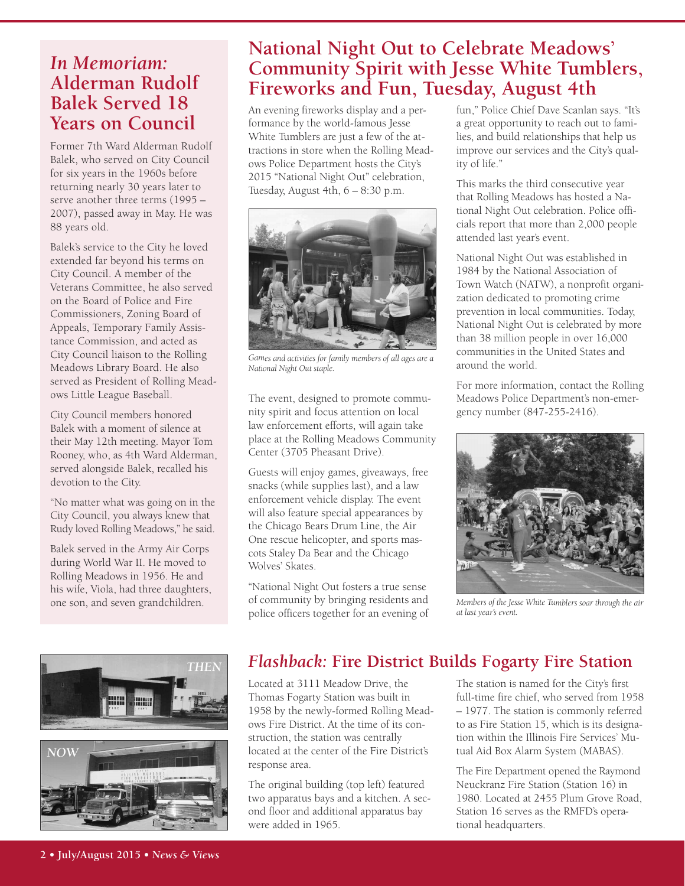## *In Memoriam:* Alderman Rudolf Balek Served 18 Years on Council

Former 7th Ward Alderman Rudolf Balek, who served on City Council for six years in the 1960s before returning nearly 30 years later to serve another three terms (1995 – 2007), passed away in May. He was 88 years old.

Balek's service to the City he loved extended far beyond his terms on City Council. A member of the Veterans Committee, he also served on the Board of Police and Fire Commissioners, Zoning Board of Appeals, Temporary Family Assistance Commission, and acted as City Council liaison to the Rolling Meadows Library Board. He also served as President of Rolling Meadows Little League Baseball.

City Council members honored Balek with a moment of silence at their May 12th meeting. Mayor Tom Rooney, who, as 4th Ward Alderman, served alongside Balek, recalled his devotion to the City.

"No matter what was going on in the City Council, you always knew that Rudy loved Rolling Meadows," he said.

Balek served in the Army Air Corps during World War II. He moved to Rolling Meadows in 1956. He and his wife, Viola, had three daughters, one son, and seven grandchildren.

## National Night Out to Celebrate Meadows' Community Spirit with Jesse White Tumblers, Fireworks and Fun, Tuesday, August 4th

An evening fireworks display and a performance by the world-famous Jesse White Tumblers are just a few of the attractions in store when the Rolling Meadows Police Department hosts the City's 2015 "National Night Out" celebration, Tuesday, August 4th, 6 – 8:30 p.m.

*Games and activities for family members of all ages are a National Night Out staple.*

The event, designed to promote community spirit and focus attention on local law enforcement efforts, will again take place at the Rolling Meadows Community Center (3705 Pheasant Drive).

Guests will enjoy games, giveaways, free snacks (while supplies last), and a law enforcement vehicle display. The event will also feature special appearances by the Chicago Bears Drum Line, the Air One rescue helicopter, and sports mascots Staley Da Bear and the Chicago Wolves' Skates.

"National Night Out fosters a true sense of community by bringing residents and police officers together for an evening of fun," Police Chief Dave Scanlan says. "It's a great opportunity to reach out to families, and build relationships that help us improve our services and the City's quality of life."

This marks the third consecutive year that Rolling Meadows has hosted a National Night Out celebration. Police officials report that more than 2,000 people attended last year's event.

National Night Out was established in 1984 by the National Association of Town Watch (NATW), a nonprofit organization dedicated to promoting crime prevention in local communities. Today, National Night Out is celebrated by more than 38 million people in over 16,000 communities in the United States and around the world.

For more information, contact the Rolling Meadows Police Department's non-emergency number (847-255-2416).

*Members of the Jesse White Tumblers soar through the air at last year's event.*

## *Flashback:* Fire District Builds Fogarty Fire Station

*THEN*

*NOW*

Located at 3111 Meadow Drive, the Thomas Fogarty Station was built in 1958 by the newly-formed Rolling Meadows Fire District. At the time of its construction, the station was centrally located at the center of the Fire District's response area.

The original building (top left) featured two apparatus bays and a kitchen. A second floor and additional apparatus bay were added in 1965.

The station is named for the City's first full-time fire chief, who served from 1958 – 1977. The station is commonly referred to as Fire Station 15, which is its designation within the Illinois Fire Services' Mutual Aid Box Alarm System (MABAS).

The Fire Department opened the Raymond Neuckranz Fire Station (Station 16) in 1980. Located at 2455 Plum Grove Road, Station 16 serves as the RMFD's operational headquarters.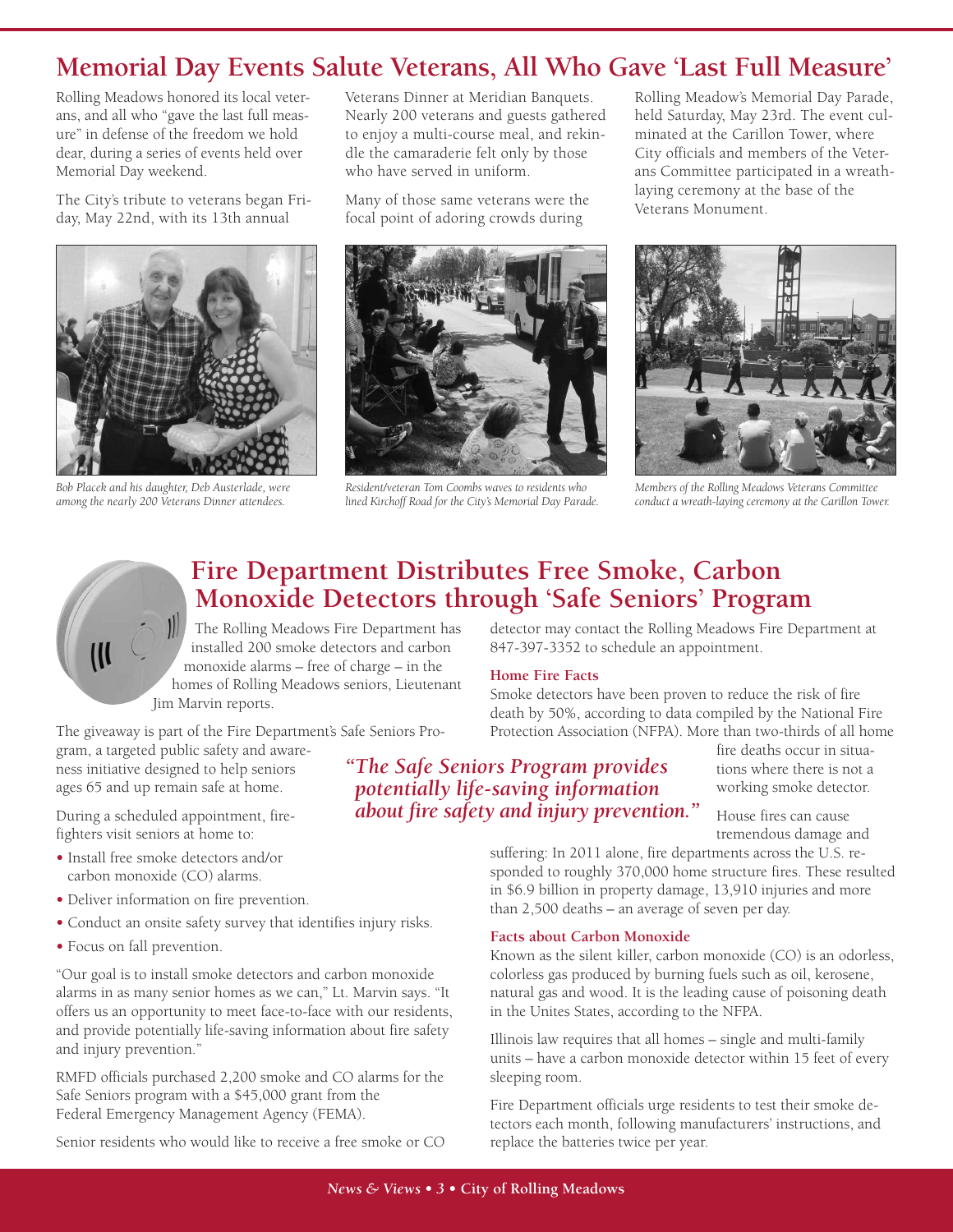## Memorial Day Events Salute Veterans, All Who Gave 'Last Full Measure'

Rolling Meadows honored its local veterans, and all who "gave the last full measure" in defense of the freedom we hold dear, during a series of events held over Memorial Day weekend.

The City's tribute to veterans began Friday, May 22nd, with its 13th annual Veterans Dinner at Meridian Banquets. Nearly 200 veterans and guests gathered to enjoy a multi-course meal, and rekindle the camaraderie felt only by those who have served in uniform.

Many of those same veterans were the focal point of adoring crowds during Rolling Meadow's Memorial Day Parade, held Saturday, May 23rd. The event culminated at the Carillon Tower, where City officials and members of the Veterans Committee participated in a wreath-laying ceremony at the base of the Veterans Monument.

*Bob Placek and his daughter, Deb Austerlade, were among the nearly 200 Veterans Dinner attendees.*

*Resident/veteran Tom Coombs waves to residents who lined Kirchoff Road for the City's Memorial Day Parade.*

*Members of the Rolling Meadows Veterans Committee conduct a wreath-laying ceremony at the Carillon Tower.*

## Fire Department Distributes Free Smoke, Carbon Monoxide Detectors through 'Safe Seniors' Program

The Rolling Meadows Fire Department has installed 200 smoke detectors and carbon monoxide alarms – free of charge – in the homes of Rolling Meadows seniors, Lieutenant Jim Marvin reports.

The giveaway is part of the Fire Department's Safe Seniors Program, a targeted public safety and awareness initiative designed to help seniors ages 65 and up remain safe at home.

During a scheduled appointment, firefighters visit seniors at home to:

- Install free smoke detectors and/or carbon monoxide (CO) alarms.
- Deliver information on fire prevention.
- Conduct an onsite safety survey that identifies injury risks.
- Focus on fall prevention.

"Our goal is to install smoke detectors and carbon monoxide alarms in as many senior homes as we can," Lt. Marvin says. "It offers us an opportunity to meet face-to-face with our residents, and provide potentially life-saving information about fire safety and injury prevention."

RMFD officials purchased 2,200 smoke and CO alarms for the Safe Seniors program with a $45,000 grant from the Federal Emergency Management Agency (FEMA).

Senior residents who would like to receive a free smoke or CO detector may contact the Rolling Meadows Fire Department at 847-397-3352 to schedule an appointment.

*"The Safe Seniors Program provides potentially life-saving information about fire safety and injury prevention."*

### Home Fire Facts

Smoke detectors have been proven to reduce the risk of fire death by 50%, according to data compiled by the National Fire Protection Association (NFPA). More than two-thirds of all home fire deaths occur in situations where there is not a working smoke detector.

House fires can cause tremendous damage and suffering: In 2011 alone, fire departments across the U.S. responded to roughly 370,000 home structure fires. These resulted in $6.9 billion in property damage, 13,910 injuries and more than 2,500 deaths – an average of seven per day.

### Facts about Carbon Monoxide

Known as the silent killer, carbon monoxide (CO) is an odorless, colorless gas produced by burning fuels such as oil, kerosene, natural gas and wood. It is the leading cause of poisoning death in the Unites States, according to the NFPA.

Illinois law requires that all homes – single and multi-family units – have a carbon monoxide detector within 15 feet of every sleeping room.

Fire Department officials urge residents to test their smoke detectors each month, following manufacturers' instructions, and replace the batteries twice per year.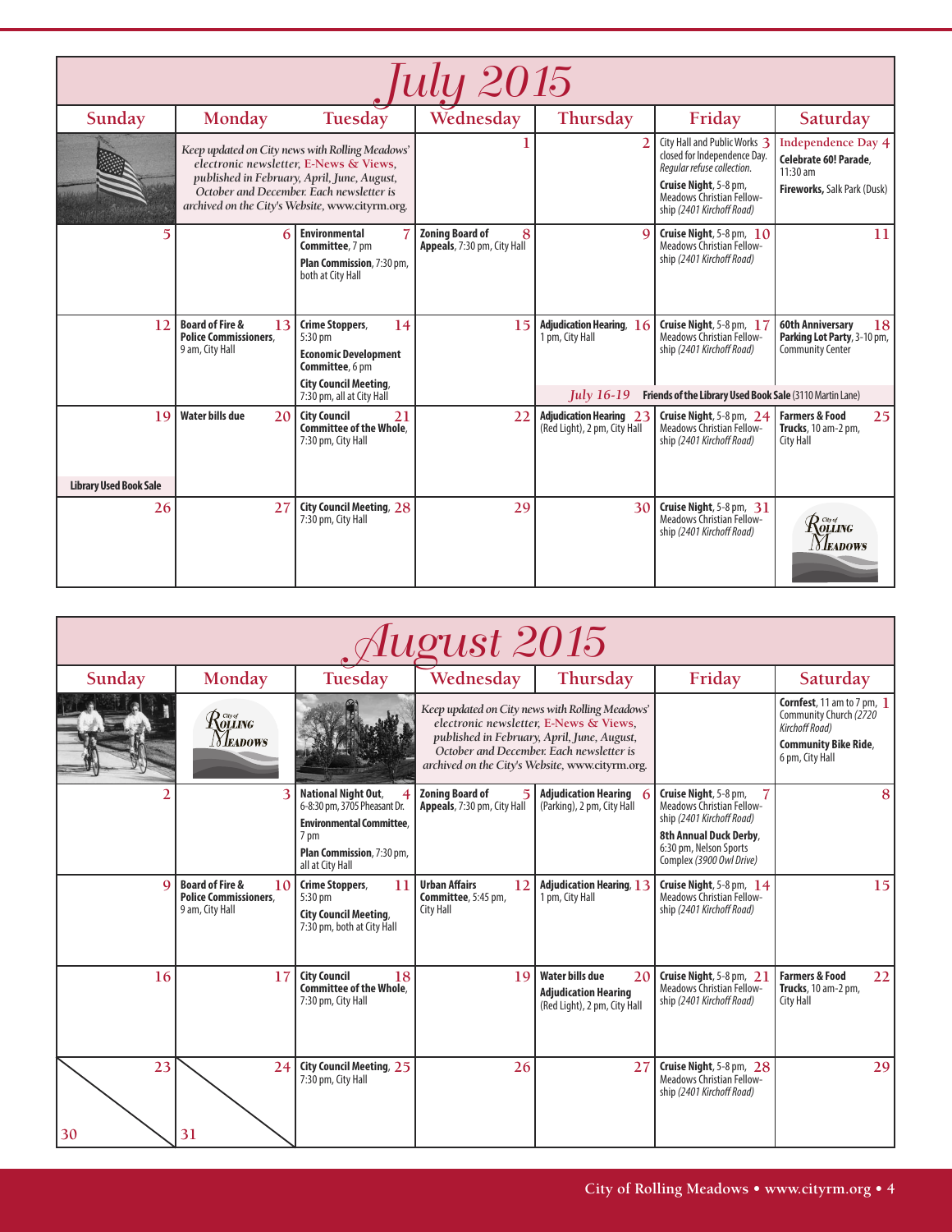# July 2015

| Sunday | Monday | Tuesday | Wednesday | Thursday | Friday | Saturday |
|---|---|---|---|---|---|---|
| | *Keep updated on City news with Rolling Meadows' electronic newsletter, E-News & Views, published in February, April, June, August, October and December. Each newsletter is archived on the City's Website, www.cityrm.org.* | | 1 | 2 | 3 City Hall and Public Works closed for Independence Day. *Regular refuse collection.* **Cruise Night**, 5-8 pm, Meadows Christian Fellowship *(2401 Kirchoff Road)* | 4 Independence Day **Celebrate 60! Parade**, 11:30 am **Fireworks,** Salk Park (Dusk) |
| 5 | 6 | 7 **Environmental Committee**, 7 pm **Plan Commission**, 7:30 pm, both at City Hall | 8 **Zoning Board of Appeals**, 7:30 pm, City Hall | 9 | 10 **Cruise Night**, 5-8 pm, Meadows Christian Fellowship *(2401 Kirchoff Road)* | 11 |
| 12 | 13 **Board of Fire & Police Commissioners**, 9 am, City Hall | 14 **Crime Stoppers**, 5:30 pm **Economic Development Committee**, 6 pm **City Council Meeting**, 7:30 pm, all at City Hall | 15 | 16 **Adjudication Hearing**, 1 pm, City Hall *July 16-19* **Friends of the Library Used Book Sale** (3110 Martin Lane) | 17 **Cruise Night**, 5-8 pm, Meadows Christian Fellowship *(2401 Kirchoff Road)* | 18 **60th Anniversary Parking Lot Party**, 3-10 pm, Community Center |
| 19 **Library Used Book Sale** | 20 **Water bills due** | 21 **City Council Committee of the Whole**, 7:30 pm, City Hall | 22 | 23 **Adjudication Hearing** (Red Light), 2 pm, City Hall | 24 **Cruise Night**, 5-8 pm, Meadows Christian Fellowship *(2401 Kirchoff Road)* | 25 **Farmers & Food Trucks**, 10 am-2 pm, City Hall |
| 26 | 27 | 28 **City Council Meeting**, 7:30 pm, City Hall | 29 | 30 | 31 **Cruise Night**, 5-8 pm, Meadows Christian Fellowship *(2401 Kirchoff Road)* | City of Rolling Meadows |

# August 2015

| Sunday | Monday | Tuesday | Wednesday | Thursday | Friday | Saturday |
|---|---|---|---|---|---|---|
| | City of Rolling Meadows | | *Keep updated on City news with Rolling Meadows' electronic newsletter, E-News & Views, published in February, April, June, August, October and December. Each newsletter is archived on the City's Website, www.cityrm.org.* | | | 1 **Cornfest**, 11 am to 7 pm, Community Church *(2720 Kirchoff Road)* **Community Bike Ride**, 6 pm, City Hall |
| 2 | 3 | 4 **National Night Out**, 6-8:30 pm, 3705 Pheasant Dr. **Environmental Committee**, 7 pm **Plan Commission**, 7:30 pm, all at City Hall | 5 **Zoning Board of Appeals**, 7:30 pm, City Hall | 6 **Adjudication Hearing** (Parking), 2 pm, City Hall | 7 **Cruise Night**, 5-8 pm, Meadows Christian Fellowship *(2401 Kirchoff Road)* **8th Annual Duck Derby**, 6:30 pm, Nelson Sports Complex *(3900 Owl Drive)* | 8 |
| 9 | 10 **Board of Fire & Police Commissioners**, 9 am, City Hall | 11 **Crime Stoppers**, 5:30 pm **City Council Meeting**, 7:30 pm, both at City Hall | 12 **Urban Affairs Committee**, 5:45 pm, City Hall | 13 **Adjudication Hearing**, 1 pm, City Hall | 14 **Cruise Night**, 5-8 pm, Meadows Christian Fellowship *(2401 Kirchoff Road)* | 15 |
| 16 | 17 | 18 **City Council Committee of the Whole**, 7:30 pm, City Hall | 19 | 20 **Water bills due** **Adjudication Hearing** (Red Light), 2 pm, City Hall | 21 **Cruise Night**, 5-8 pm, Meadows Christian Fellowship *(2401 Kirchoff Road)* | 22 **Farmers & Food Trucks**, 10 am-2 pm, City Hall |
| 23 / 30 | 24 / 31 | 25 **City Council Meeting**, 7:30 pm, City Hall | 26 | 27 | 28 **Cruise Night**, 5-8 pm, Meadows Christian Fellowship *(2401 Kirchoff Road)* | 29 |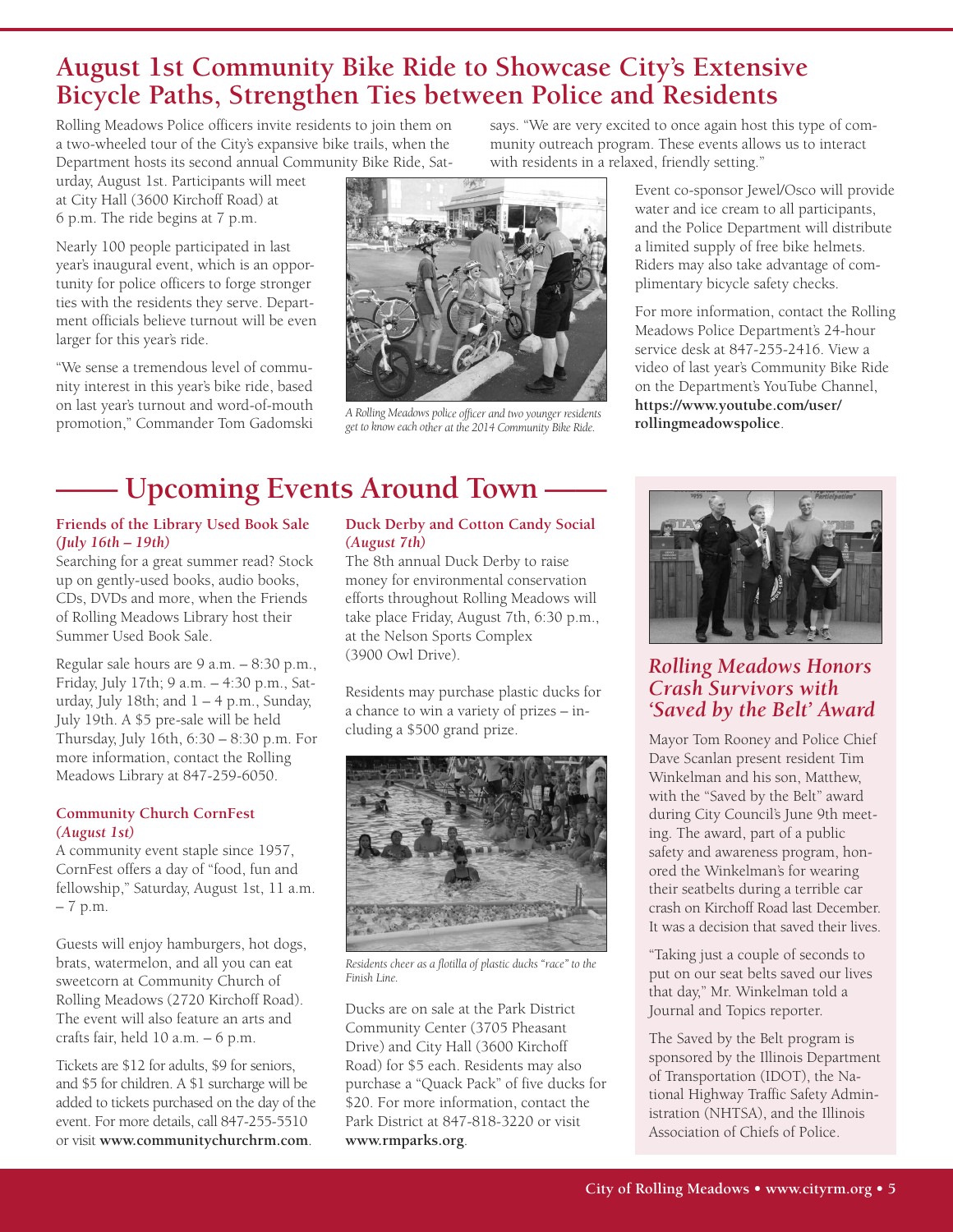## August 1st Community Bike Ride to Showcase City's Extensive Bicycle Paths, Strengthen Ties between Police and Residents

Rolling Meadows Police officers invite residents to join them on a two-wheeled tour of the City's expansive bike trails, when the Department hosts its second annual Community Bike Ride, Saturday, August 1st. Participants will meet at City Hall (3600 Kirchoff Road) at 6 p.m. The ride begins at 7 p.m.

Nearly 100 people participated in last year's inaugural event, which is an opportunity for police officers to forge stronger ties with the residents they serve. Department officials believe turnout will be even larger for this year's ride.

"We sense a tremendous level of community interest in this year's bike ride, based on last year's turnout and word-of-mouth promotion," Commander Tom Gadomski says. "We are very excited to once again host this type of community outreach program. These events allows us to interact with residents in a relaxed, friendly setting."

*A Rolling Meadows police officer and two younger residents get to know each other at the 2014 Community Bike Ride.*

Event co-sponsor Jewel/Osco will provide water and ice cream to all participants, and the Police Department will distribute a limited supply of free bike helmets. Riders may also take advantage of complimentary bicycle safety checks.

For more information, contact the Rolling Meadows Police Department's 24-hour service desk at 847-255-2416. View a video of last year's Community Bike Ride on the Department's YouTube Channel, **https://www.youtube.com/user/rollingmeadowspolice**.

## Upcoming Events Around Town

### Friends of the Library Used Book Sale *(July 16th – 19th)*

Searching for a great summer read? Stock up on gently-used books, audio books, CDs, DVDs and more, when the Friends of Rolling Meadows Library host their Summer Used Book Sale.

Regular sale hours are 9 a.m. – 8:30 p.m., Friday, July 17th; 9 a.m. – 4:30 p.m., Saturday, July 18th; and 1 – 4 p.m., Sunday, July 19th. A $5 pre-sale will be held Thursday, July 16th, 6:30 – 8:30 p.m. For more information, contact the Rolling Meadows Library at 847-259-6050.

### Community Church CornFest *(August 1st)*

A community event staple since 1957, CornFest offers a day of "food, fun and fellowship," Saturday, August 1st, 11 a.m. – 7 p.m.

Guests will enjoy hamburgers, hot dogs, brats, watermelon, and all you can eat sweetcorn at Community Church of Rolling Meadows (2720 Kirchoff Road). The event will also feature an arts and crafts fair, held 10 a.m. – 6 p.m.

Tickets are $12 for adults, $9 for seniors, and $5 for children. A $1 surcharge will be added to tickets purchased on the day of the event. For more details, call 847-255-5510 or visit **www.communitychurchrm.com**.

### Duck Derby and Cotton Candy Social *(August 7th)*

The 8th annual Duck Derby to raise money for environmental conservation efforts throughout Rolling Meadows will take place Friday, August 7th, 6:30 p.m., at the Nelson Sports Complex (3900 Owl Drive).

Residents may purchase plastic ducks for a chance to win a variety of prizes – including a $500 grand prize.

*Residents cheer as a flotilla of plastic ducks "race" to the Finish Line.*

Ducks are on sale at the Park District Community Center (3705 Pheasant Drive) and City Hall (3600 Kirchoff Road) for $5 each. Residents may also purchase a "Quack Pack" of five ducks for $20. For more information, contact the Park District at 847-818-3220 or visit **www.rmparks.org**.

### *Rolling Meadows Honors Crash Survivors with 'Saved by the Belt' Award*

Mayor Tom Rooney and Police Chief Dave Scanlan present resident Tim Winkelman and his son, Matthew, with the "Saved by the Belt" award during City Council's June 9th meeting. The award, part of a public safety and awareness program, honored the Winkelman's for wearing their seatbelts during a terrible car crash on Kirchoff Road last December. It was a decision that saved their lives.

"Taking just a couple of seconds to put on our seat belts saved our lives that day," Mr. Winkelman told a Journal and Topics reporter.

The Saved by the Belt program is sponsored by the Illinois Department of Transportation (IDOT), the National Highway Traffic Safety Administration (NHTSA), and the Illinois Association of Chiefs of Police.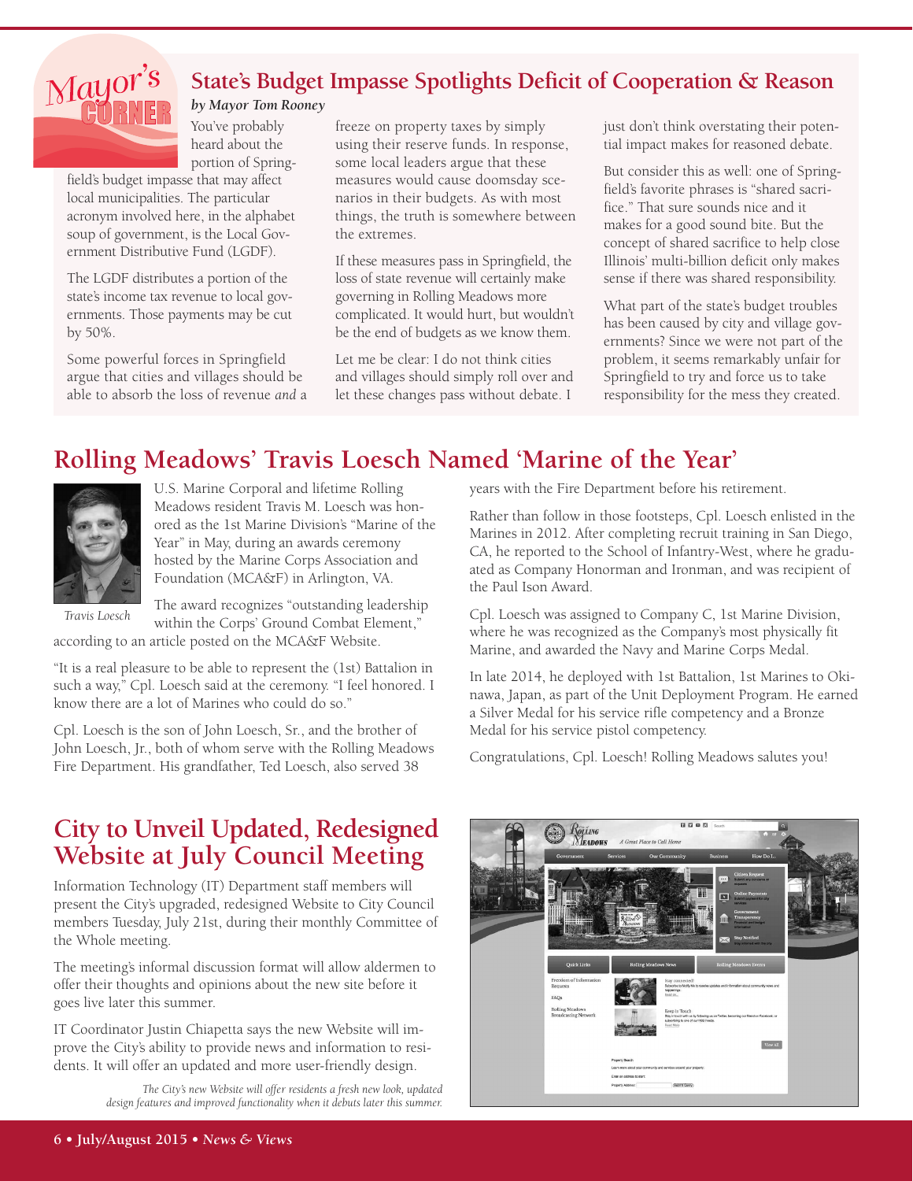Mayor's CORNER

## State's Budget Impasse Spotlights Deficit of Cooperation & Reason

*by Mayor Tom Rooney*

You've probably heard about the portion of Springfield's budget impasse that may affect local municipalities. The particular acronym involved here, in the alphabet soup of government, is the Local Government Distributive Fund (LGDF).

The LGDF distributes a portion of the state's income tax revenue to local governments. Those payments may be cut by 50%.

Some powerful forces in Springfield argue that cities and villages should be able to absorb the loss of revenue *and* a freeze on property taxes by simply using their reserve funds. In response, some local leaders argue that these measures would cause doomsday scenarios in their budgets. As with most things, the truth is somewhere between the extremes.

If these measures pass in Springfield, the loss of state revenue will certainly make governing in Rolling Meadows more complicated. It would hurt, but wouldn't be the end of budgets as we know them.

Let me be clear: I do not think cities and villages should simply roll over and let these changes pass without debate. I just don't think overstating their potential impact makes for reasoned debate.

But consider this as well: one of Springfield's favorite phrases is "shared sacrifice." That sure sounds nice and it makes for a good sound bite. But the concept of shared sacrifice to help close Illinois' multi-billion deficit only makes sense if there was shared responsibility.

What part of the state's budget troubles has been caused by city and village governments? Since we were not part of the problem, it seems remarkably unfair for Springfield to try and force us to take responsibility for the mess they created.

## Rolling Meadows' Travis Loesch Named 'Marine of the Year'

*Travis Loesch*

U.S. Marine Corporal and lifetime Rolling Meadows resident Travis M. Loesch was honored as the 1st Marine Division's "Marine of the Year" in May, during an awards ceremony hosted by the Marine Corps Association and Foundation (MCA&F) in Arlington, VA.

The award recognizes "outstanding leadership within the Corps' Ground Combat Element," according to an article posted on the MCA&F Website.

"It is a real pleasure to be able to represent the (1st) Battalion in such a way," Cpl. Loesch said at the ceremony. "I feel honored. I know there are a lot of Marines who could do so."

Cpl. Loesch is the son of John Loesch, Sr., and the brother of John Loesch, Jr., both of whom serve with the Rolling Meadows Fire Department. His grandfather, Ted Loesch, also served 38 years with the Fire Department before his retirement.

Rather than follow in those footsteps, Cpl. Loesch enlisted in the Marines in 2012. After completing recruit training in San Diego, CA, he reported to the School of Infantry-West, where he graduated as Company Honorman and Ironman, and was recipient of the Paul Ison Award.

Cpl. Loesch was assigned to Company C, 1st Marine Division, where he was recognized as the Company's most physically fit Marine, and awarded the Navy and Marine Corps Medal.

In late 2014, he deployed with 1st Battalion, 1st Marines to Okinawa, Japan, as part of the Unit Deployment Program. He earned a Silver Medal for his service rifle competency and a Bronze Medal for his service pistol competency.

Congratulations, Cpl. Loesch! Rolling Meadows salutes you!

## City to Unveil Updated, Redesigned Website at July Council Meeting

Information Technology (IT) Department staff members will present the City's upgraded, redesigned Website to City Council members Tuesday, July 21st, during their monthly Committee of the Whole meeting.

The meeting's informal discussion format will allow aldermen to offer their thoughts and opinions about the new site before it goes live later this summer.

IT Coordinator Justin Chiapetta says the new Website will improve the City's ability to provide news and information to residents. It will offer an updated and more user-friendly design.

*The City's new Website will offer residents a fresh new look, updated design features and improved functionality when it debuts later this summer.*